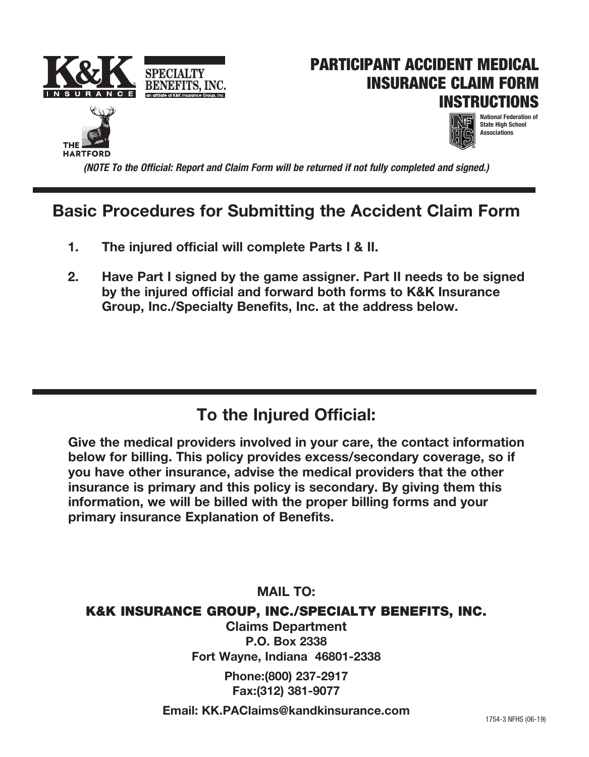K&K INSURANCE

SPECIALTY BENEFITS, INC.
an affiliate of K&K Insurance Group, Inc.

THE HARTFORD

# PARTICIPANT ACCIDENT MEDICAL INSURANCE CLAIM FORM INSTRUCTIONS

National Federation of State High School Associations

***(NOTE To the Official: Report and Claim Form will be returned if not fully completed and signed.)***

## Basic Procedures for Submitting the Accident Claim Form

1. **The injured official will complete Parts I & II.**
2. **Have Part I signed by the game assigner. Part II needs to be signed by the injured official and forward both forms to K&K Insurance Group, Inc./Specialty Benefits, Inc. at the address below.**

## To the Injured Official:

**Give the medical providers involved in your care, the contact information below for billing. This policy provides excess/secondary coverage, so if you have other insurance, advise the medical providers that the other insurance is primary and this policy is secondary. By giving them this information, we will be billed with the proper billing forms and your primary insurance Explanation of Benefits.**

**MAIL TO:**

**K&K INSURANCE GROUP, INC./SPECIALTY BENEFITS, INC.**

**Claims Department**
**P.O. Box 2338**
**Fort Wayne, Indiana 46801-2338**

**Phone:(800) 237-2917**
**Fax:(312) 381-9077**

**Email: KK.PAClaims@kandkinsurance.com**

1754-3 NFHS (06-19)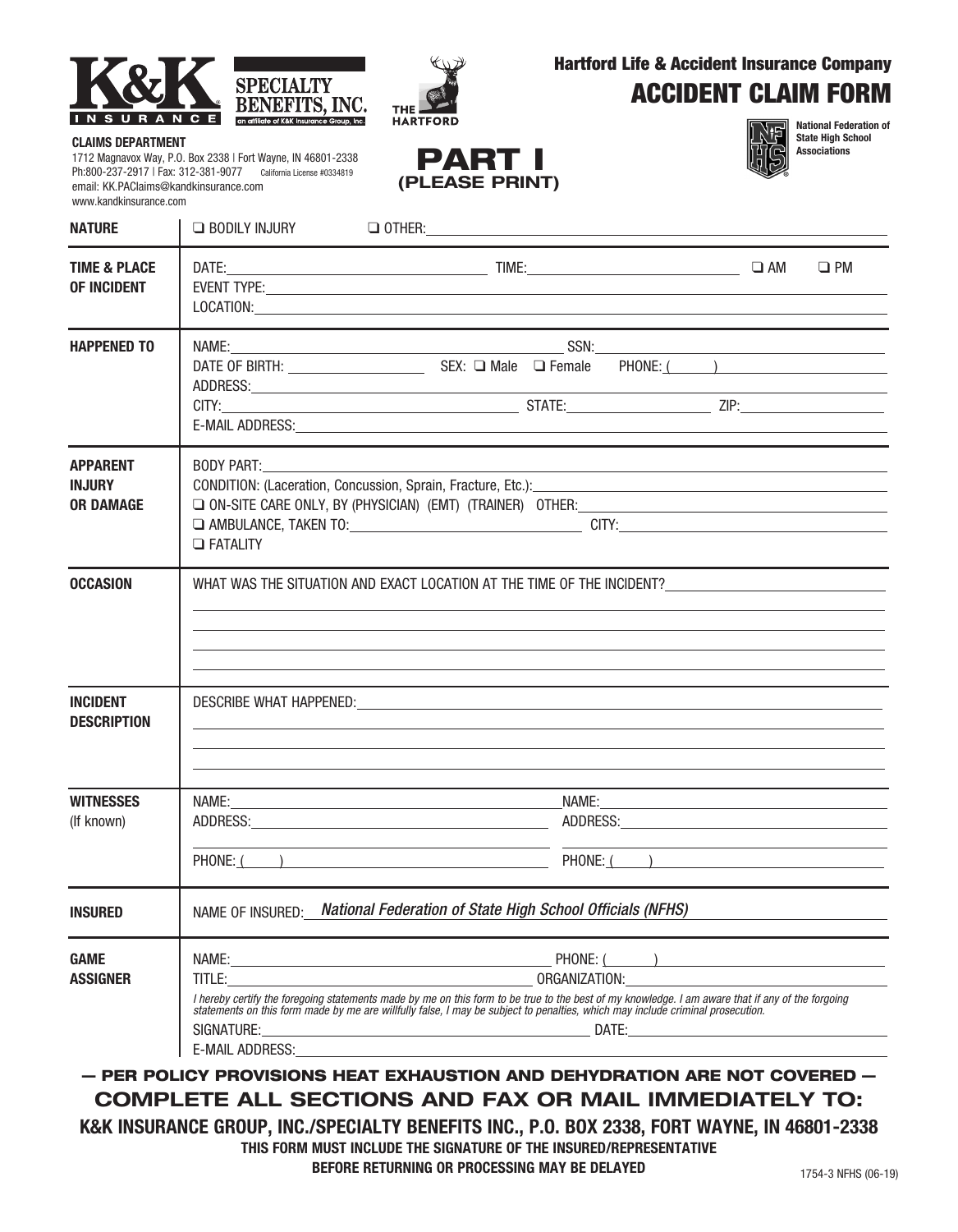**K&K INSURANCE** | **SPECIALTY BENEFITS, INC.** an affiliate of K&K Insurance Group, Inc. | **THE HARTFORD**

**CLAIMS DEPARTMENT**
1712 Magnavox Way, P.O. Box 2338 | Fort Wayne, IN 46801-2338
Ph:800-237-2917 | Fax: 312-381-9077 California License #0334819
email: KK.PAClaims@kandkinsurance.com
www.kandkinsurance.com

**Hartford Life & Accident Insurance Company**

# ACCIDENT CLAIM FORM

**National Federation of State High School Associations**

## PART I
**(PLEASE PRINT)**

| | |
|---|---|
| **NATURE** | ❑ BODILY INJURY ❑ OTHER: |
| **TIME & PLACE OF INCIDENT** | DATE: TIME: ❑ AM ❑ PM<br>EVENT TYPE:<br>LOCATION: |
| **HAPPENED TO** | NAME: SSN:<br>DATE OF BIRTH: SEX: ❑ Male ❑ Female PHONE: ( )<br>ADDRESS:<br>CITY: STATE: ZIP:<br>E-MAIL ADDRESS: |
| **APPARENT INJURY OR DAMAGE** | BODY PART:<br>CONDITION: (Laceration, Concussion, Sprain, Fracture, Etc.):<br>❑ ON-SITE CARE ONLY, BY (PHYSICIAN) (EMT) (TRAINER) OTHER:<br>❑ AMBULANCE, TAKEN TO: CITY:<br>❑ FATALITY |
| **OCCASION** | WHAT WAS THE SITUATION AND EXACT LOCATION AT THE TIME OF THE INCIDENT? |
| **INCIDENT DESCRIPTION** | DESCRIBE WHAT HAPPENED: |
| **WITNESSES** (If known) | NAME: NAME:<br>ADDRESS: ADDRESS:<br>PHONE: ( ) PHONE: ( ) |
| **INSURED** | NAME OF INSURED: *National Federation of State High School Officials (NFHS)* |
| **GAME ASSIGNER** | NAME: PHONE: ( )<br>TITLE: ORGANIZATION:<br>*I hereby certify the foregoing statements made by me on this form to be true to the best of my knowledge. I am aware that if any of the forgoing statements on this form made by me are willfully false, I may be subject to penalties, which may include criminal prosecution.*<br>SIGNATURE: DATE:<br>E-MAIL ADDRESS: |

**— PER POLICY PROVISIONS HEAT EXHAUSTION AND DEHYDRATION ARE NOT COVERED —**

**COMPLETE ALL SECTIONS AND FAX OR MAIL IMMEDIATELY TO:**

**K&K INSURANCE GROUP, INC./SPECIALTY BENEFITS INC., P.O. BOX 2338, FORT WAYNE, IN 46801-2338**

**THIS FORM MUST INCLUDE THE SIGNATURE OF THE INSURED/REPRESENTATIVE BEFORE RETURNING OR PROCESSING MAY BE DELAYED**

1754-3 NFHS (06-19)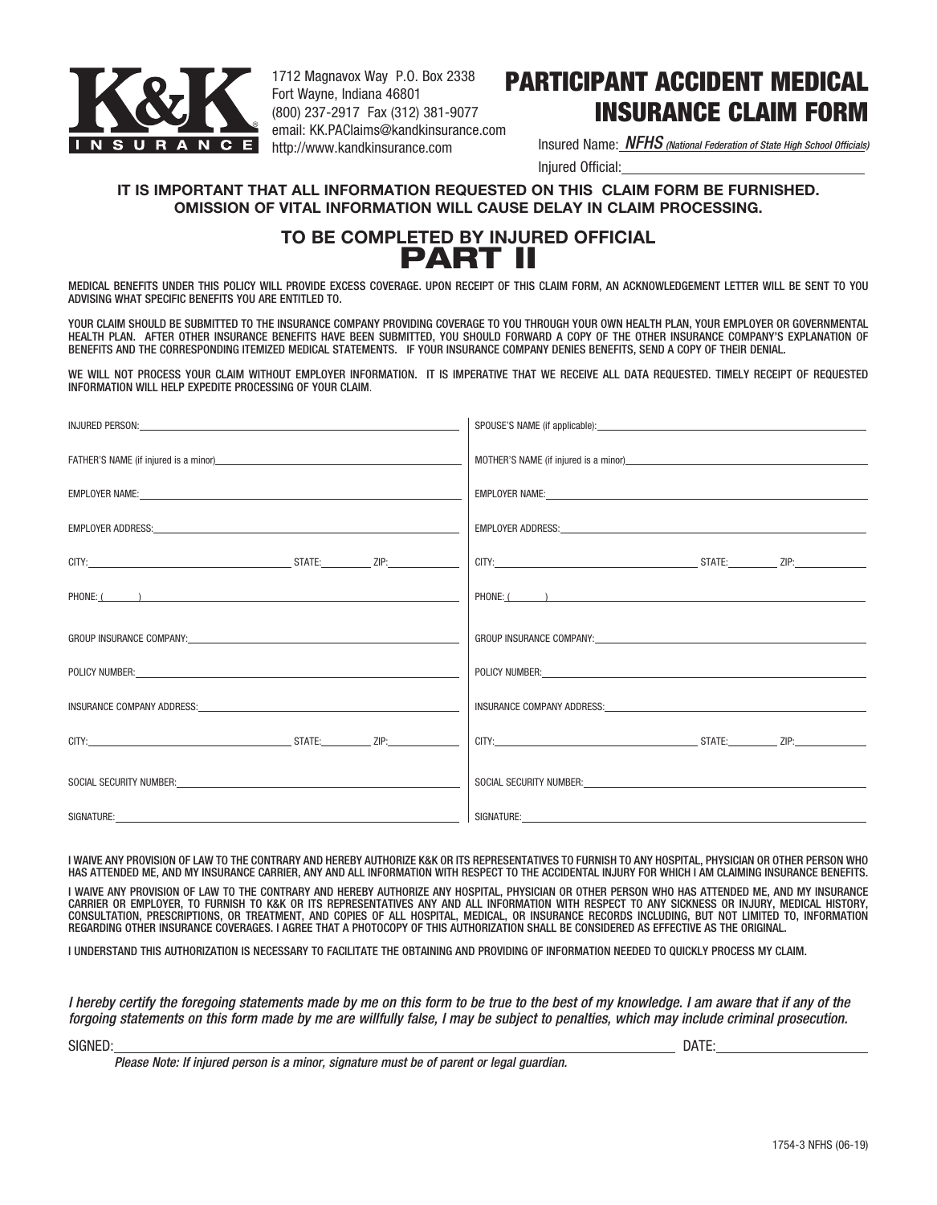**K&K INSURANCE**

1712 Magnavox Way P.O. Box 2338
Fort Wayne, Indiana 46801
(800) 237-2917 Fax (312) 381-9077
email: KK.PAClaims@kandkinsurance.com
http://www.kandkinsurance.com

# PARTICIPANT ACCIDENT MEDICAL INSURANCE CLAIM FORM

Insured Name: *NFHS (National Federation of State High School Officials)*

Injured Official: \_\_\_\_\_\_\_\_\_\_\_\_\_\_\_\_\_\_\_\_

**IT IS IMPORTANT THAT ALL INFORMATION REQUESTED ON THIS CLAIM FORM BE FURNISHED. OMISSION OF VITAL INFORMATION WILL CAUSE DELAY IN CLAIM PROCESSING.**

## TO BE COMPLETED BY INJURED OFFICIAL

## PART II

MEDICAL BENEFITS UNDER THIS POLICY WILL PROVIDE EXCESS COVERAGE. UPON RECEIPT OF THIS CLAIM FORM, AN ACKNOWLEDGEMENT LETTER WILL BE SENT TO YOU ADVISING WHAT SPECIFIC BENEFITS YOU ARE ENTITLED TO.

YOUR CLAIM SHOULD BE SUBMITTED TO THE INSURANCE COMPANY PROVIDING COVERAGE TO YOU THROUGH YOUR OWN HEALTH PLAN, YOUR EMPLOYER OR GOVERNMENTAL HEALTH PLAN. AFTER OTHER INSURANCE BENEFITS HAVE BEEN SUBMITTED, YOU SHOULD FORWARD A COPY OF THE OTHER INSURANCE COMPANY'S EXPLANATION OF BENEFITS AND THE CORRESPONDING ITEMIZED MEDICAL STATEMENTS. IF YOUR INSURANCE COMPANY DENIES BENEFITS, SEND A COPY OF THEIR DENIAL.

WE WILL NOT PROCESS YOUR CLAIM WITHOUT EMPLOYER INFORMATION. IT IS IMPERATIVE THAT WE RECEIVE ALL DATA REQUESTED. TIMELY RECEIPT OF REQUESTED INFORMATION WILL HELP EXPEDITE PROCESSING OF YOUR CLAIM.

| | |
|---|---|
| INJURED PERSON: | SPOUSE'S NAME (if applicable): |
| FATHER'S NAME (if injured is a minor) | MOTHER'S NAME (if injured is a minor) |
| EMPLOYER NAME: | EMPLOYER NAME: |
| EMPLOYER ADDRESS: | EMPLOYER ADDRESS: |
| CITY: STATE: ZIP: | CITY: STATE: ZIP: |
| PHONE: ( ) | PHONE: ( ) |
| GROUP INSURANCE COMPANY: | GROUP INSURANCE COMPANY: |
| POLICY NUMBER: | POLICY NUMBER: |
| INSURANCE COMPANY ADDRESS: | INSURANCE COMPANY ADDRESS: |
| CITY: STATE: ZIP: | CITY: STATE: ZIP: |
| SOCIAL SECURITY NUMBER: | SOCIAL SECURITY NUMBER: |
| SIGNATURE: | SIGNATURE: |

I WAIVE ANY PROVISION OF LAW TO THE CONTRARY AND HEREBY AUTHORIZE K&K OR ITS REPRESENTATIVES TO FURNISH TO ANY HOSPITAL, PHYSICIAN OR OTHER PERSON WHO HAS ATTENDED ME, AND MY INSURANCE CARRIER, ANY AND ALL INFORMATION WITH RESPECT TO THE ACCIDENTAL INJURY FOR WHICH I AM CLAIMING INSURANCE BENEFITS.

I WAIVE ANY PROVISION OF LAW TO THE CONTRARY AND HEREBY AUTHORIZE ANY HOSPITAL, PHYSICIAN OR OTHER PERSON WHO HAS ATTENDED ME, AND MY INSURANCE CARRIER OR EMPLOYER, TO FURNISH TO K&K OR ITS REPRESENTATIVES ANY AND ALL INFORMATION WITH RESPECT TO ANY SICKNESS OR INJURY, MEDICAL HISTORY, CONSULTATION, PRESCRIPTIONS, OR TREATMENT, AND COPIES OF ALL HOSPITAL, MEDICAL, OR INSURANCE RECORDS INCLUDING, BUT NOT LIMITED TO, INFORMATION REGARDING OTHER INSURANCE COVERAGES. I AGREE THAT A PHOTOCOPY OF THIS AUTHORIZATION SHALL BE CONSIDERED AS EFFECTIVE AS THE ORIGINAL.

I UNDERSTAND THIS AUTHORIZATION IS NECESSARY TO FACILITATE THE OBTAINING AND PROVIDING OF INFORMATION NEEDED TO QUICKLY PROCESS MY CLAIM.

*I hereby certify the foregoing statements made by me on this form to be true to the best of my knowledge. I am aware that if any of the forgoing statements on this form made by me are willfully false, I may be subject to penalties, which may include criminal prosecution.*

SIGNED: \_\_\_\_\_\_\_\_\_\_\_\_\_\_\_\_\_\_\_\_ DATE: \_\_\_\_\_\_\_\_\_\_

*Please Note: If injured person is a minor, signature must be of parent or legal guardian.*

1754-3 NFHS (06-19)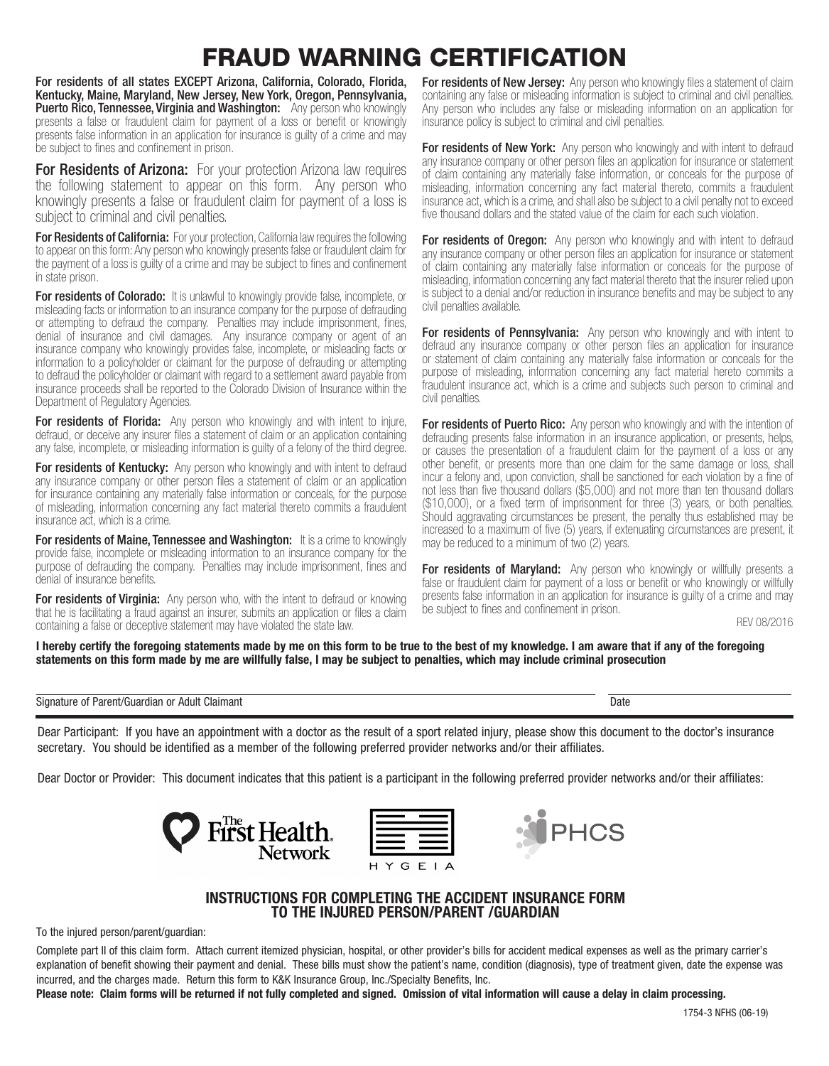# FRAUD WARNING CERTIFICATION

**For residents of all states EXCEPT Arizona, California, Colorado, Florida, Kentucky, Maine, Maryland, New Jersey, New York, Oregon, Pennsylvania, Puerto Rico, Tennessee, Virginia and Washington:** Any person who knowingly presents a false or fraudulent claim for payment of a loss or benefit or knowingly presents false information in an application for insurance is guilty of a crime and may be subject to fines and confinement in prison.

**For Residents of Arizona:** For your protection Arizona law requires the following statement to appear on this form. Any person who knowingly presents a false or fraudulent claim for payment of a loss is subject to criminal and civil penalties.

**For Residents of California:** For your protection, California law requires the following to appear on this form: Any person who knowingly presents false or fraudulent claim for the payment of a loss is guilty of a crime and may be subject to fines and confinement in state prison.

**For residents of Colorado:** It is unlawful to knowingly provide false, incomplete, or misleading facts or information to an insurance company for the purpose of defrauding or attempting to defraud the company. Penalties may include imprisonment, fines, denial of insurance and civil damages. Any insurance company or agent of an insurance company who knowingly provides false, incomplete, or misleading facts or information to a policyholder or claimant for the purpose of defrauding or attempting to defraud the policyholder or claimant with regard to a settlement award payable from insurance proceeds shall be reported to the Colorado Division of Insurance within the Department of Regulatory Agencies.

**For residents of Florida:** Any person who knowingly and with intent to injure, defraud, or deceive any insurer files a statement of claim or an application containing any false, incomplete, or misleading information is guilty of a felony of the third degree.

**For residents of Kentucky:** Any person who knowingly and with intent to defraud any insurance company or other person files a statement of claim or an application for insurance containing any materially false information or conceals, for the purpose of misleading, information concerning any fact material thereto commits a fraudulent insurance act, which is a crime.

**For residents of Maine, Tennessee and Washington:** It is a crime to knowingly provide false, incomplete or misleading information to an insurance company for the purpose of defrauding the company. Penalties may include imprisonment, fines and denial of insurance benefits.

**For residents of Virginia:** Any person who, with the intent to defraud or knowing that he is facilitating a fraud against an insurer, submits an application or files a claim containing a false or deceptive statement may have violated the state law.

**For residents of New Jersey:** Any person who knowingly files a statement of claim containing any false or misleading information is subject to criminal and civil penalties. Any person who includes any false or misleading information on an application for insurance policy is subject to criminal and civil penalties.

**For residents of New York:** Any person who knowingly and with intent to defraud any insurance company or other person files an application for insurance or statement of claim containing any materially false information, or conceals for the purpose of misleading, information concerning any fact material thereto, commits a fraudulent insurance act, which is a crime, and shall also be subject to a civil penalty not to exceed five thousand dollars and the stated value of the claim for each such violation.

**For residents of Oregon:** Any person who knowingly and with intent to defraud any insurance company or other person files an application for insurance or statement of claim containing any materially false information or conceals for the purpose of misleading, information concerning any fact material thereto that the insurer relied upon is subject to a denial and/or reduction in insurance benefits and may be subject to any civil penalties available.

**For residents of Pennsylvania:** Any person who knowingly and with intent to defraud any insurance company or other person files an application for insurance or statement of claim containing any materially false information or conceals for the purpose of misleading, information concerning any fact material hereto commits a fraudulent insurance act, which is a crime and subjects such person to criminal and civil penalties.

**For residents of Puerto Rico:** Any person who knowingly and with the intention of defrauding presents false information in an insurance application, or presents, helps, or causes the presentation of a fraudulent claim for the payment of a loss or any other benefit, or presents more than one claim for the same damage or loss, shall incur a felony and, upon conviction, shall be sanctioned for each violation by a fine of not less than five thousand dollars ($5,000) and not more than ten thousand dollars ($10,000), or a fixed term of imprisonment for three (3) years, or both penalties. Should aggravating circumstances be present, the penalty thus established may be increased to a maximum of five (5) years, if extenuating circumstances are present, it may be reduced to a minimum of two (2) years.

**For residents of Maryland:** Any person who knowingly or willfully presents a false or fraudulent claim for payment of a loss or benefit or who knowingly or willfully presents false information in an application for insurance is guilty of a crime and may be subject to fines and confinement in prison.

REV 08/2016

**I hereby certify the foregoing statements made by me on this form to be true to the best of my knowledge. I am aware that if any of the foregoing statements on this form made by me are willfully false, I may be subject to penalties, which may include criminal prosecution**

Signature of Parent/Guardian or Adult Claimant ______________________ Date ____________

Dear Participant: If you have an appointment with a doctor as the result of a sport related injury, please show this document to the doctor's insurance secretary. You should be identified as a member of the following preferred provider networks and/or their affiliates.

Dear Doctor or Provider: This document indicates that this patient is a participant in the following preferred provider networks and/or their affiliates:

The First Health Network    HYGEIA    PHCS

## INSTRUCTIONS FOR COMPLETING THE ACCIDENT INSURANCE FORM TO THE INJURED PERSON/PARENT /GUARDIAN

To the injured person/parent/guardian:

Complete part II of this claim form. Attach current itemized physician, hospital, or other provider's bills for accident medical expenses as well as the primary carrier's explanation of benefit showing their payment and denial. These bills must show the patient's name, condition (diagnosis), type of treatment given, date the expense was incurred, and the charges made. Return this form to K&K Insurance Group, Inc./Specialty Benefits, Inc.

**Please note: Claim forms will be returned if not fully completed and signed. Omission of vital information will cause a delay in claim processing.**

1754-3 NFHS (06-19)